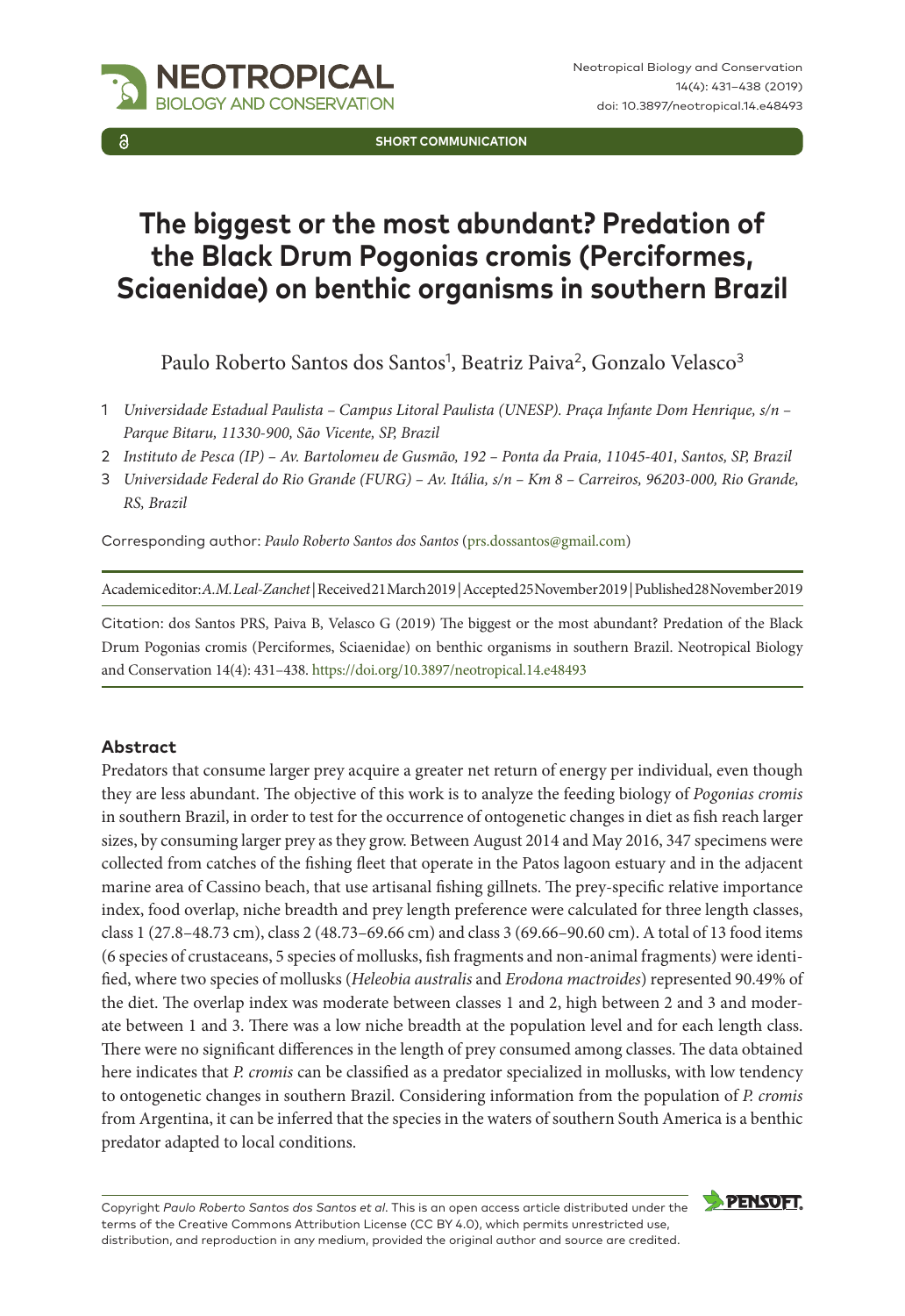SHORT COMMUNICATION

# The biggest or the most abundant? Predation of the Black Drum Pogonias cromis (Perciformes, Sciaenidae) on benthic organisms in southern Brazil

Paulo Roberto Santos dos Santos[1], Beatriz Paiva[2], Gonzalo Velasco[3]

1 *Universidade Estadual Paulista – Campus Litoral Paulista (UNESP). Praça Infante Dom Henrique, s/n – Parque Bitaru, 11330-900, São Vicente, SP, Brazil*

2 *Instituto de Pesca (IP) – Av. Bartolomeu de Gusmão, 192 – Ponta da Praia, 11045-401, Santos, SP, Brazil*

3 *Universidade Federal do Rio Grande (FURG) – Av. Itália, s/n – Km 8 – Carreiros, 96203-000, Rio Grande, RS, Brazil*

Corresponding author: *Paulo Roberto Santos dos Santos* (prs.dossantos@gmail.com)

Academic editor: *A.M. Leal-Zanchet* | Received 21 March 2019 | Accepted 25 November 2019 | Published 28 November 2019

Citation: dos Santos PRS, Paiva B, Velasco G (2019) The biggest or the most abundant? Predation of the Black Drum Pogonias cromis (Perciformes, Sciaenidae) on benthic organisms in southern Brazil. Neotropical Biology and Conservation 14(4): 431–438. https://doi.org/10.3897/neotropical.14.e48493

### Abstract

Predators that consume larger prey acquire a greater net return of energy per individual, even though they are less abundant. The objective of this work is to analyze the feeding biology of *Pogonias cromis* in southern Brazil, in order to test for the occurrence of ontogenetic changes in diet as fish reach larger sizes, by consuming larger prey as they grow. Between August 2014 and May 2016, 347 specimens were collected from catches of the fishing fleet that operate in the Patos lagoon estuary and in the adjacent marine area of Cassino beach, that use artisanal fishing gillnets. The prey-specific relative importance index, food overlap, niche breadth and prey length preference were calculated for three length classes, class 1 (27.8–48.73 cm), class 2 (48.73–69.66 cm) and class 3 (69.66–90.60 cm). A total of 13 food items (6 species of crustaceans, 5 species of mollusks, fish fragments and non-animal fragments) were identified, where two species of mollusks (*Heleobia australis* and *Erodona mactroides*) represented 90.49% of the diet. The overlap index was moderate between classes 1 and 2, high between 2 and 3 and moderate between 1 and 3. There was a low niche breadth at the population level and for each length class. There were no significant differences in the length of prey consumed among classes. The data obtained here indicates that *P. cromis* can be classified as a predator specialized in mollusks, with low tendency to ontogenetic changes in southern Brazil. Considering information from the population of *P. cromis* from Argentina, it can be inferred that the species in the waters of southern South America is a benthic predator adapted to local conditions.

Copyright *Paulo Roberto Santos dos Santos et al*. This is an open access article distributed under the terms of the Creative Commons Attribution License (CC BY 4.0), which permits unrestricted use, distribution, and reproduction in any medium, provided the original author and source are credited.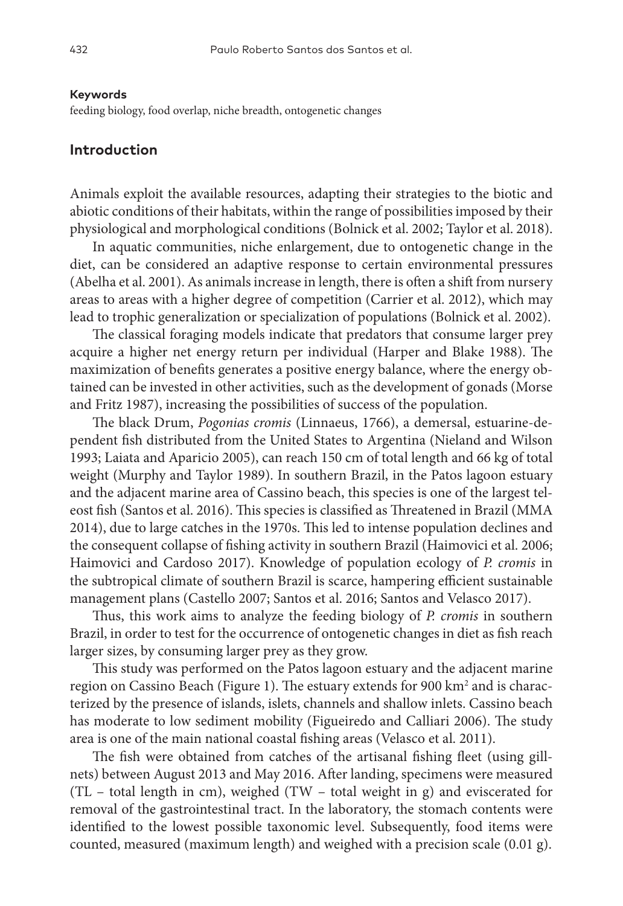**Keywords**

feeding biology, food overlap, niche breadth, ontogenetic changes

## Introduction

Animals exploit the available resources, adapting their strategies to the biotic and abiotic conditions of their habitats, within the range of possibilities imposed by their physiological and morphological conditions (Bolnick et al. 2002; Taylor et al. 2018).

In aquatic communities, niche enlargement, due to ontogenetic change in the diet, can be considered an adaptive response to certain environmental pressures (Abelha et al. 2001). As animals increase in length, there is often a shift from nursery areas to areas with a higher degree of competition (Carrier et al. 2012), which may lead to trophic generalization or specialization of populations (Bolnick et al. 2002).

The classical foraging models indicate that predators that consume larger prey acquire a higher net energy return per individual (Harper and Blake 1988). The maximization of benefits generates a positive energy balance, where the energy obtained can be invested in other activities, such as the development of gonads (Morse and Fritz 1987), increasing the possibilities of success of the population.

The black Drum, *Pogonias cromis* (Linnaeus, 1766), a demersal, estuarine-dependent fish distributed from the United States to Argentina (Nieland and Wilson 1993; Laiata and Aparicio 2005), can reach 150 cm of total length and 66 kg of total weight (Murphy and Taylor 1989). In southern Brazil, in the Patos lagoon estuary and the adjacent marine area of Cassino beach, this species is one of the largest teleost fish (Santos et al. 2016). This species is classified as Threatened in Brazil (MMA 2014), due to large catches in the 1970s. This led to intense population declines and the consequent collapse of fishing activity in southern Brazil (Haimovici et al. 2006; Haimovici and Cardoso 2017). Knowledge of population ecology of *P. cromis* in the subtropical climate of southern Brazil is scarce, hampering efficient sustainable management plans (Castello 2007; Santos et al. 2016; Santos and Velasco 2017).

Thus, this work aims to analyze the feeding biology of *P. cromis* in southern Brazil, in order to test for the occurrence of ontogenetic changes in diet as fish reach larger sizes, by consuming larger prey as they grow.

This study was performed on the Patos lagoon estuary and the adjacent marine region on Cassino Beach (Figure 1). The estuary extends for 900 km$^2$ and is characterized by the presence of islands, islets, channels and shallow inlets. Cassino beach has moderate to low sediment mobility (Figueiredo and Calliari 2006). The study area is one of the main national coastal fishing areas (Velasco et al. 2011).

The fish were obtained from catches of the artisanal fishing fleet (using gillnets) between August 2013 and May 2016. After landing, specimens were measured (TL – total length in cm), weighed (TW – total weight in g) and eviscerated for removal of the gastrointestinal tract. In the laboratory, the stomach contents were identified to the lowest possible taxonomic level. Subsequently, food items were counted, measured (maximum length) and weighed with a precision scale (0.01 g).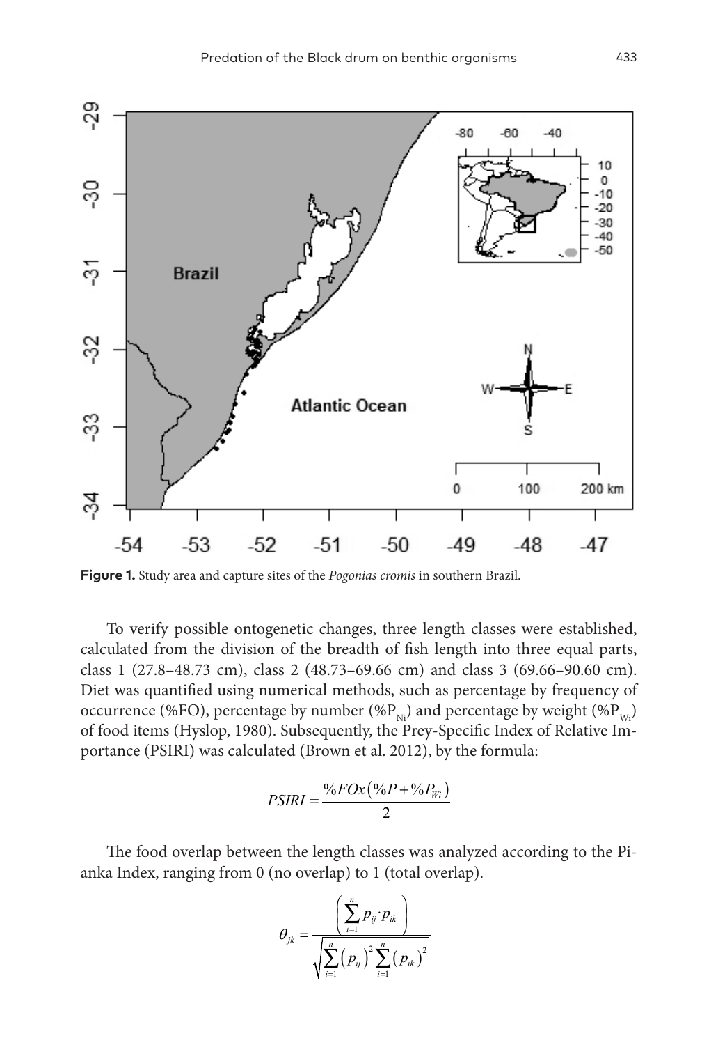**Figure 1.** Study area and capture sites of the *Pogonias cromis* in southern Brazil.

To verify possible ontogenetic changes, three length classes were established, calculated from the division of the breadth of fish length into three equal parts, class 1 (27.8–48.73 cm), class 2 (48.73–69.66 cm) and class 3 (69.66–90.60 cm). Diet was quantified using numerical methods, such as percentage by frequency of occurrence (%FO), percentage by number ($\%P_{Ni}$) and percentage by weight ($\%P_{Wi}$) of food items (Hyslop, 1980). Subsequently, the Prey-Specific Index of Relative Importance (PSIRI) was calculated (Brown et al. 2012), by the formula:

$$PSIRI = \frac{\%FOx\left(\%P + \%P_{Wi}\right)}{2}$$

The food overlap between the length classes was analyzed according to the Pianka Index, ranging from 0 (no overlap) to 1 (total overlap).

$$\theta_{jk} = \frac{\left(\sum_{i=1}^{n} p_{ij} \cdot p_{ik}\right)}{\sqrt{\sum_{i=1}^{n}\left(p_{ij}\right)^{2} \sum_{i=1}^{n}\left(p_{ik}\right)^{2}}}$$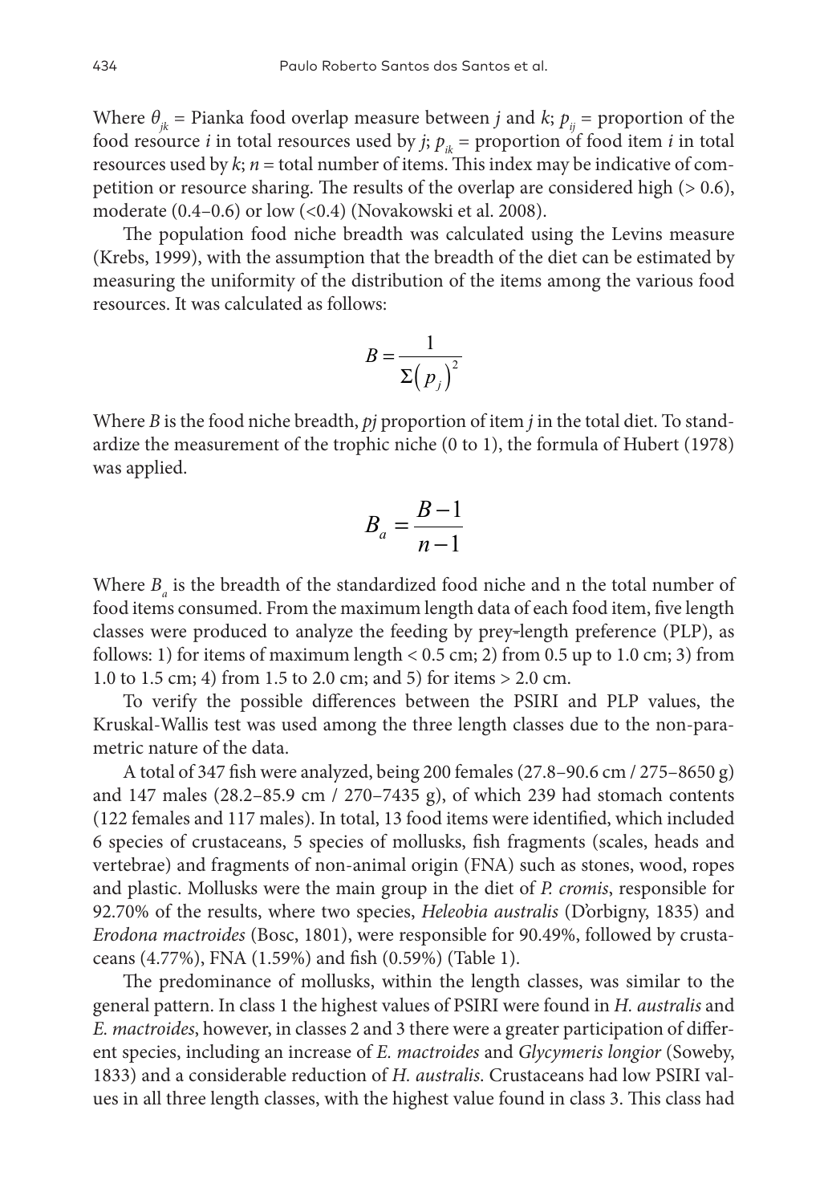Where $\theta_{jk}$ = Pianka food overlap measure between *j* and *k*; $p_{ij}$ = proportion of the food resource *i* in total resources used by *j*; $p_{ik}$ = proportion of food item *i* in total resources used by *k*; *n* = total number of items. This index may be indicative of competition or resource sharing. The results of the overlap are considered high (> 0.6), moderate (0.4–0.6) or low (<0.4) (Novakowski et al. 2008).

The population food niche breadth was calculated using the Levins measure (Krebs, 1999), with the assumption that the breadth of the diet can be estimated by measuring the uniformity of the distribution of the items among the various food resources. It was calculated as follows:

$$B = \frac{1}{\Sigma\left(p_j\right)^2}$$

Where *B* is the food niche breadth, *pj* proportion of item *j* in the total diet. To standardize the measurement of the trophic niche (0 to 1), the formula of Hubert (1978) was applied.

$$B_a = \frac{B-1}{n-1}$$

Where $B_a$ is the breadth of the standardized food niche and n the total number of food items consumed. From the maximum length data of each food item, five length classes were produced to analyze the feeding by prey-length preference (PLP), as follows: 1) for items of maximum length < 0.5 cm; 2) from 0.5 up to 1.0 cm; 3) from 1.0 to 1.5 cm; 4) from 1.5 to 2.0 cm; and 5) for items > 2.0 cm.

To verify the possible differences between the PSIRI and PLP values, the Kruskal-Wallis test was used among the three length classes due to the non-parametric nature of the data.

A total of 347 fish were analyzed, being 200 females (27.8–90.6 cm / 275–8650 g) and 147 males (28.2–85.9 cm / 270–7435 g), of which 239 had stomach contents (122 females and 117 males). In total, 13 food items were identified, which included 6 species of crustaceans, 5 species of mollusks, fish fragments (scales, heads and vertebrae) and fragments of non-animal origin (FNA) such as stones, wood, ropes and plastic. Mollusks were the main group in the diet of *P. cromis*, responsible for 92.70% of the results, where two species, *Heleobia australis* (D'orbigny, 1835) and *Erodona mactroides* (Bosc, 1801), were responsible for 90.49%, followed by crustaceans (4.77%), FNA (1.59%) and fish (0.59%) (Table 1).

The predominance of mollusks, within the length classes, was similar to the general pattern. In class 1 the highest values of PSIRI were found in *H. australis* and *E. mactroides*, however, in classes 2 and 3 there were a greater participation of different species, including an increase of *E. mactroides* and *Glycymeris longior* (Soweby, 1833) and a considerable reduction of *H. australis*. Crustaceans had low PSIRI values in all three length classes, with the highest value found in class 3. This class had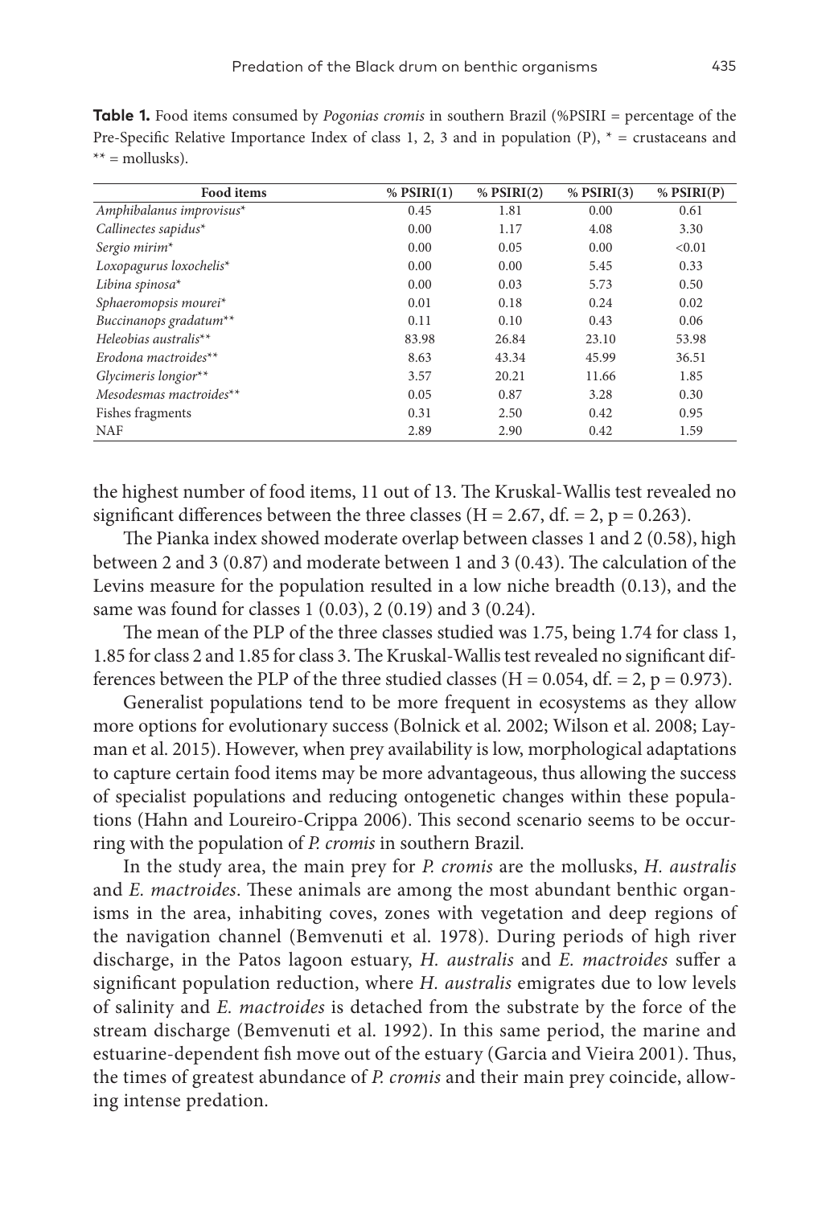**Table 1.** Food items consumed by *Pogonias cromis* in southern Brazil (%PSIRI = percentage of the Pre-Specific Relative Importance Index of class 1, 2, 3 and in population (P), * = crustaceans and ** = mollusks).

| Food items | % PSIRI(1) | % PSIRI(2) | % PSIRI(3) | % PSIRI(P) |
|---|---|---|---|---|
| *Amphibalanus improvisus** | 0.45 | 1.81 | 0.00 | 0.61 |
| *Callinectes sapidus** | 0.00 | 1.17 | 4.08 | 3.30 |
| *Sergio mirim** | 0.00 | 0.05 | 0.00 | <0.01 |
| *Loxopagurus loxochelis** | 0.00 | 0.00 | 5.45 | 0.33 |
| *Libina spinosa** | 0.00 | 0.03 | 5.73 | 0.50 |
| *Sphaeromopsis mourei** | 0.01 | 0.18 | 0.24 | 0.02 |
| *Buccinanops gradatum*** | 0.11 | 0.10 | 0.43 | 0.06 |
| *Heleobias australis*** | 83.98 | 26.84 | 23.10 | 53.98 |
| *Erodona mactroides*** | 8.63 | 43.34 | 45.99 | 36.51 |
| *Glycimeris longior*** | 3.57 | 20.21 | 11.66 | 1.85 |
| *Mesodesmas mactroides*** | 0.05 | 0.87 | 3.28 | 0.30 |
| Fishes fragments | 0.31 | 2.50 | 0.42 | 0.95 |
| NAF | 2.89 | 2.90 | 0.42 | 1.59 |

the highest number of food items, 11 out of 13. The Kruskal-Wallis test revealed no significant differences between the three classes ($H = 2.67$, df. = 2, $p = 0.263$).

The Pianka index showed moderate overlap between classes 1 and 2 (0.58), high between 2 and 3 (0.87) and moderate between 1 and 3 (0.43). The calculation of the Levins measure for the population resulted in a low niche breadth (0.13), and the same was found for classes 1 (0.03), 2 (0.19) and 3 (0.24).

The mean of the PLP of the three classes studied was 1.75, being 1.74 for class 1, 1.85 for class 2 and 1.85 for class 3. The Kruskal-Wallis test revealed no significant differences between the PLP of the three studied classes ($H = 0.054$, df. = 2, $p = 0.973$).

Generalist populations tend to be more frequent in ecosystems as they allow more options for evolutionary success (Bolnick et al. 2002; Wilson et al. 2008; Layman et al. 2015). However, when prey availability is low, morphological adaptations to capture certain food items may be more advantageous, thus allowing the success of specialist populations and reducing ontogenetic changes within these populations (Hahn and Loureiro-Crippa 2006). This second scenario seems to be occurring with the population of *P. cromis* in southern Brazil.

In the study area, the main prey for *P. cromis* are the mollusks, *H. australis* and *E. mactroides*. These animals are among the most abundant benthic organisms in the area, inhabiting coves, zones with vegetation and deep regions of the navigation channel (Bemvenuti et al. 1978). During periods of high river discharge, in the Patos lagoon estuary, *H. australis* and *E. mactroides* suffer a significant population reduction, where *H. australis* emigrates due to low levels of salinity and *E. mactroides* is detached from the substrate by the force of the stream discharge (Bemvenuti et al. 1992). In this same period, the marine and estuarine-dependent fish move out of the estuary (Garcia and Vieira 2001). Thus, the times of greatest abundance of *P. cromis* and their main prey coincide, allowing intense predation.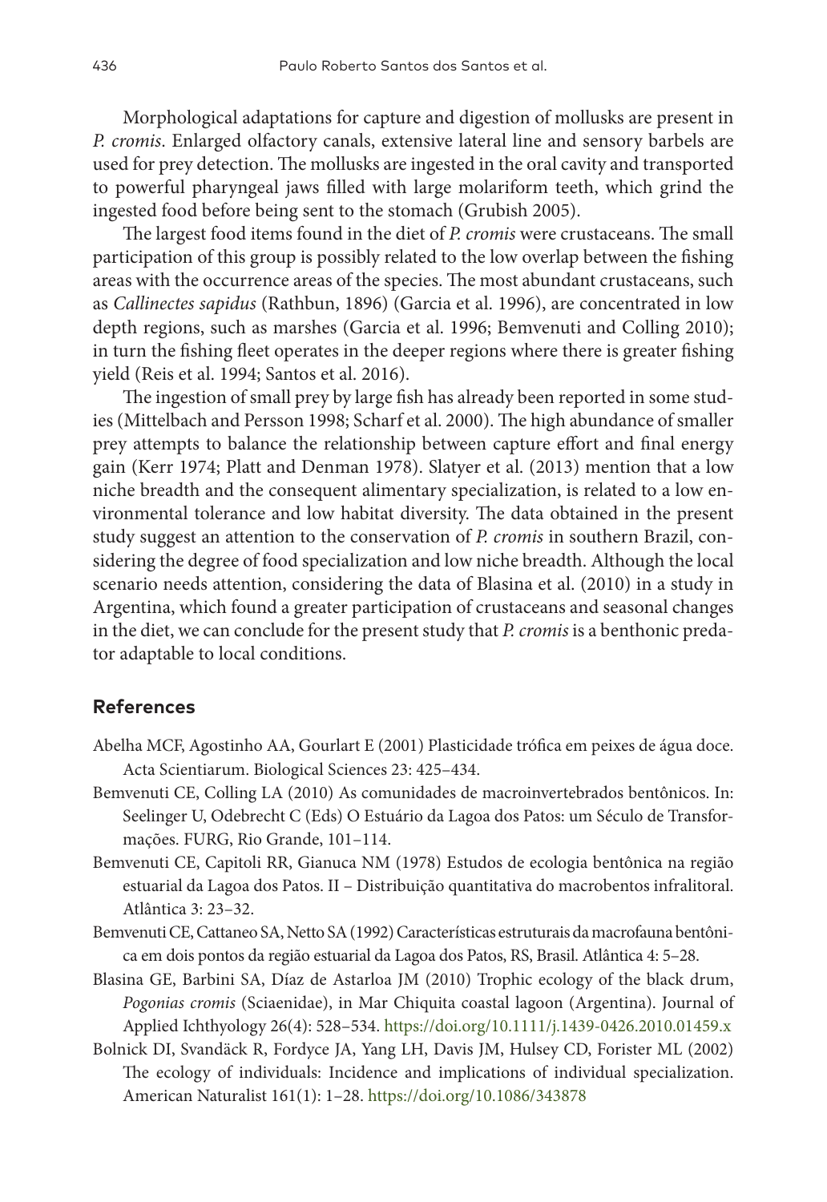Morphological adaptations for capture and digestion of mollusks are present in *P. cromis*. Enlarged olfactory canals, extensive lateral line and sensory barbels are used for prey detection. The mollusks are ingested in the oral cavity and transported to powerful pharyngeal jaws filled with large molariform teeth, which grind the ingested food before being sent to the stomach (Grubish 2005).

The largest food items found in the diet of *P. cromis* were crustaceans. The small participation of this group is possibly related to the low overlap between the fishing areas with the occurrence areas of the species. The most abundant crustaceans, such as *Callinectes sapidus* (Rathbun, 1896) (Garcia et al. 1996), are concentrated in low depth regions, such as marshes (Garcia et al. 1996; Bemvenuti and Colling 2010); in turn the fishing fleet operates in the deeper regions where there is greater fishing yield (Reis et al. 1994; Santos et al. 2016).

The ingestion of small prey by large fish has already been reported in some studies (Mittelbach and Persson 1998; Scharf et al. 2000). The high abundance of smaller prey attempts to balance the relationship between capture effort and final energy gain (Kerr 1974; Platt and Denman 1978). Slatyer et al. (2013) mention that a low niche breadth and the consequent alimentary specialization, is related to a low environmental tolerance and low habitat diversity. The data obtained in the present study suggest an attention to the conservation of *P. cromis* in southern Brazil, considering the degree of food specialization and low niche breadth. Although the local scenario needs attention, considering the data of Blasina et al. (2010) in a study in Argentina, which found a greater participation of crustaceans and seasonal changes in the diet, we can conclude for the present study that *P. cromis* is a benthonic predator adaptable to local conditions.

## References

Abelha MCF, Agostinho AA, Gourlart E (2001) Plasticidade trófica em peixes de água doce. Acta Scientiarum. Biological Sciences 23: 425–434.

Bemvenuti CE, Colling LA (2010) As comunidades de macroinvertebrados bentônicos. In: Seelinger U, Odebrecht C (Eds) O Estuário da Lagoa dos Patos: um Século de Transformações. FURG, Rio Grande, 101–114.

Bemvenuti CE, Capitoli RR, Gianuca NM (1978) Estudos de ecologia bentônica na região estuarial da Lagoa dos Patos. II – Distribuição quantitativa do macrobentos infralitoral. Atlântica 3: 23–32.

Bemvenuti CE, Cattaneo SA, Netto SA (1992) Características estruturais da macrofauna bentônica em dois pontos da região estuarial da Lagoa dos Patos, RS, Brasil. Atlântica 4: 5–28.

Blasina GE, Barbini SA, Díaz de Astarloa JM (2010) Trophic ecology of the black drum, *Pogonias cromis* (Sciaenidae), in Mar Chiquita coastal lagoon (Argentina). Journal of Applied Ichthyology 26(4): 528–534. https://doi.org/10.1111/j.1439-0426.2010.01459.x

Bolnick DI, Svandäck R, Fordyce JA, Yang LH, Davis JM, Hulsey CD, Forister ML (2002) The ecology of individuals: Incidence and implications of individual specialization. American Naturalist 161(1): 1–28. https://doi.org/10.1086/343878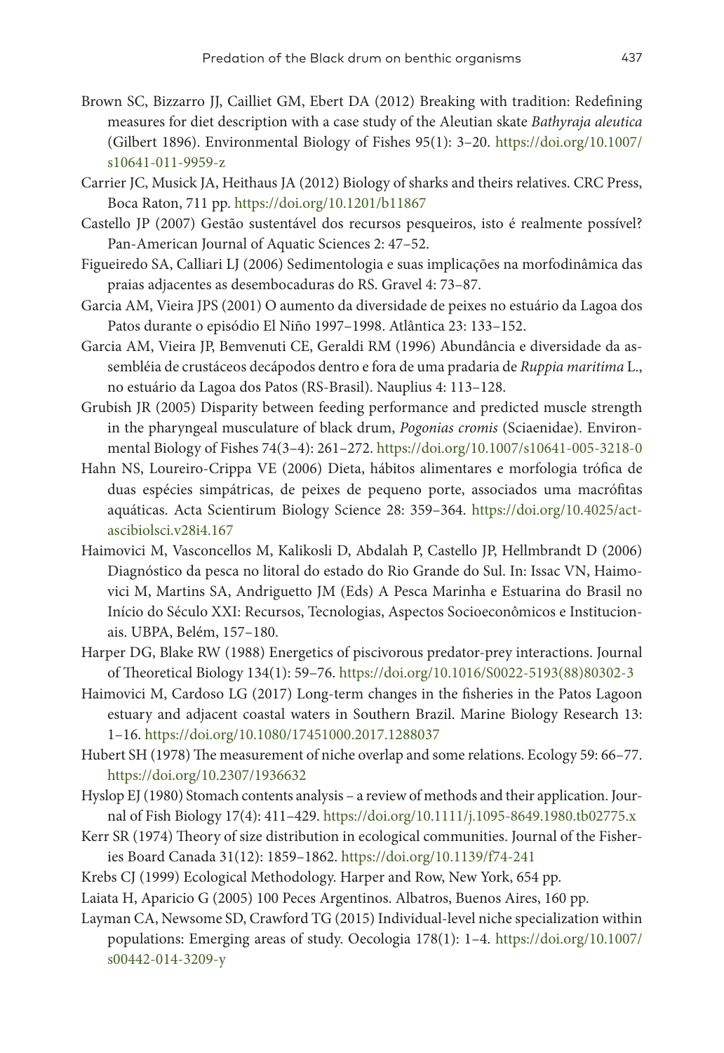Brown SC, Bizzarro JJ, Cailliet GM, Ebert DA (2012) Breaking with tradition: Redefining measures for diet description with a case study of the Aleutian skate *Bathyraja aleutica* (Gilbert 1896). Environmental Biology of Fishes 95(1): 3–20. https://doi.org/10.1007/s10641-011-9959-z

Carrier JC, Musick JA, Heithaus JA (2012) Biology of sharks and theirs relatives. CRC Press, Boca Raton, 711 pp. https://doi.org/10.1201/b11867

Castello JP (2007) Gestão sustentável dos recursos pesqueiros, isto é realmente possível? Pan-American Journal of Aquatic Sciences 2: 47–52.

Figueiredo SA, Calliari LJ (2006) Sedimentologia e suas implicações na morfodinâmica das praias adjacentes as desembocaduras do RS. Gravel 4: 73–87.

Garcia AM, Vieira JPS (2001) O aumento da diversidade de peixes no estuário da Lagoa dos Patos durante o episódio El Niño 1997–1998. Atlântica 23: 133–152.

Garcia AM, Vieira JP, Bemvenuti CE, Geraldi RM (1996) Abundância e diversidade da assembléia de crustáceos decápodos dentro e fora de uma pradaria de *Ruppia maritima* L., no estuário da Lagoa dos Patos (RS-Brasil). Nauplius 4: 113–128.

Grubish JR (2005) Disparity between feeding performance and predicted muscle strength in the pharyngeal musculature of black drum, *Pogonias cromis* (Sciaenidae). Environmental Biology of Fishes 74(3–4): 261–272. https://doi.org/10.1007/s10641-005-3218-0

Hahn NS, Loureiro-Crippa VE (2006) Dieta, hábitos alimentares e morfologia trófica de duas espécies simpátricas, de peixes de pequeno porte, associados uma macrófitas aquáticas. Acta Scientirum Biology Science 28: 359–364. https://doi.org/10.4025/actascibiolsci.v28i4.167

Haimovici M, Vasconcellos M, Kalikosli D, Abdalah P, Castello JP, Hellmbrandt D (2006) Diagnóstico da pesca no litoral do estado do Rio Grande do Sul. In: Issac VN, Haimovici M, Martins SA, Andriguetto JM (Eds) A Pesca Marinha e Estuarina do Brasil no Início do Século XXI: Recursos, Tecnologias, Aspectos Socioeconômicos e Institucionais. UBPA, Belém, 157–180.

Harper DG, Blake RW (1988) Energetics of piscivorous predator-prey interactions. Journal of Theoretical Biology 134(1): 59–76. https://doi.org/10.1016/S0022-5193(88)80302-3

Haimovici M, Cardoso LG (2017) Long-term changes in the fisheries in the Patos Lagoon estuary and adjacent coastal waters in Southern Brazil. Marine Biology Research 13: 1–16. https://doi.org/10.1080/17451000.2017.1288037

Hubert SH (1978) The measurement of niche overlap and some relations. Ecology 59: 66–77. https://doi.org/10.2307/1936632

Hyslop EJ (1980) Stomach contents analysis – a review of methods and their application. Journal of Fish Biology 17(4): 411–429. https://doi.org/10.1111/j.1095-8649.1980.tb02775.x

Kerr SR (1974) Theory of size distribution in ecological communities. Journal of the Fisheries Board Canada 31(12): 1859–1862. https://doi.org/10.1139/f74-241

Krebs CJ (1999) Ecological Methodology. Harper and Row, New York, 654 pp.

Laiata H, Aparicio G (2005) 100 Peces Argentinos. Albatros, Buenos Aires, 160 pp.

Layman CA, Newsome SD, Crawford TG (2015) Individual-level niche specialization within populations: Emerging areas of study. Oecologia 178(1): 1–4. https://doi.org/10.1007/s00442-014-3209-y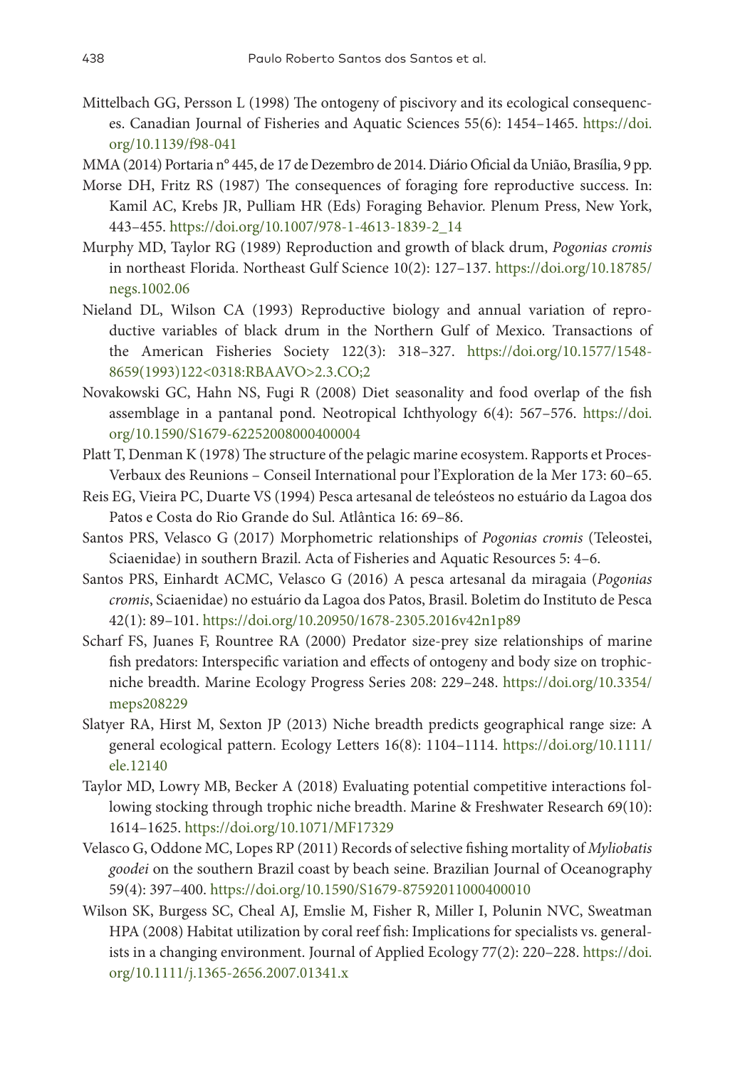Mittelbach GG, Persson L (1998) The ontogeny of piscivory and its ecological consequences. Canadian Journal of Fisheries and Aquatic Sciences 55(6): 1454–1465. https://doi.org/10.1139/f98-041

MMA (2014) Portaria n° 445, de 17 de Dezembro de 2014. Diário Oficial da União, Brasília, 9 pp.

Morse DH, Fritz RS (1987) The consequences of foraging fore reproductive success. In: Kamil AC, Krebs JR, Pulliam HR (Eds) Foraging Behavior. Plenum Press, New York, 443–455. https://doi.org/10.1007/978-1-4613-1839-2_14

Murphy MD, Taylor RG (1989) Reproduction and growth of black drum, *Pogonias cromis* in northeast Florida. Northeast Gulf Science 10(2): 127–137. https://doi.org/10.18785/negs.1002.06

Nieland DL, Wilson CA (1993) Reproductive biology and annual variation of reproductive variables of black drum in the Northern Gulf of Mexico. Transactions of the American Fisheries Society 122(3): 318–327. https://doi.org/10.1577/1548-8659(1993)122<0318:RBAAVO>2.3.CO;2

Novakowski GC, Hahn NS, Fugi R (2008) Diet seasonality and food overlap of the fish assemblage in a pantanal pond. Neotropical Ichthyology 6(4): 567–576. https://doi.org/10.1590/S1679-62252008000400004

Platt T, Denman K (1978) The structure of the pelagic marine ecosystem. Rapports et Proces-Verbaux des Reunions – Conseil International pour l'Exploration de la Mer 173: 60–65.

Reis EG, Vieira PC, Duarte VS (1994) Pesca artesanal de teleósteos no estuário da Lagoa dos Patos e Costa do Rio Grande do Sul. Atlântica 16: 69–86.

Santos PRS, Velasco G (2017) Morphometric relationships of *Pogonias cromis* (Teleostei, Sciaenidae) in southern Brazil. Acta of Fisheries and Aquatic Resources 5: 4–6.

Santos PRS, Einhardt ACMC, Velasco G (2016) A pesca artesanal da miragaia (*Pogonias cromis*, Sciaenidae) no estuário da Lagoa dos Patos, Brasil. Boletim do Instituto de Pesca 42(1): 89–101. https://doi.org/10.20950/1678-2305.2016v42n1p89

Scharf FS, Juanes F, Rountree RA (2000) Predator size-prey size relationships of marine fish predators: Interspecific variation and effects of ontogeny and body size on trophic-niche breadth. Marine Ecology Progress Series 208: 229–248. https://doi.org/10.3354/meps208229

Slatyer RA, Hirst M, Sexton JP (2013) Niche breadth predicts geographical range size: A general ecological pattern. Ecology Letters 16(8): 1104–1114. https://doi.org/10.1111/ele.12140

Taylor MD, Lowry MB, Becker A (2018) Evaluating potential competitive interactions following stocking through trophic niche breadth. Marine & Freshwater Research 69(10): 1614–1625. https://doi.org/10.1071/MF17329

Velasco G, Oddone MC, Lopes RP (2011) Records of selective fishing mortality of *Myliobatis goodei* on the southern Brazil coast by beach seine. Brazilian Journal of Oceanography 59(4): 397–400. https://doi.org/10.1590/S1679-87592011000400010

Wilson SK, Burgess SC, Cheal AJ, Emslie M, Fisher R, Miller I, Polunin NVC, Sweatman HPA (2008) Habitat utilization by coral reef fish: Implications for specialists vs. generalists in a changing environment. Journal of Applied Ecology 77(2): 220–228. https://doi.org/10.1111/j.1365-2656.2007.01341.x